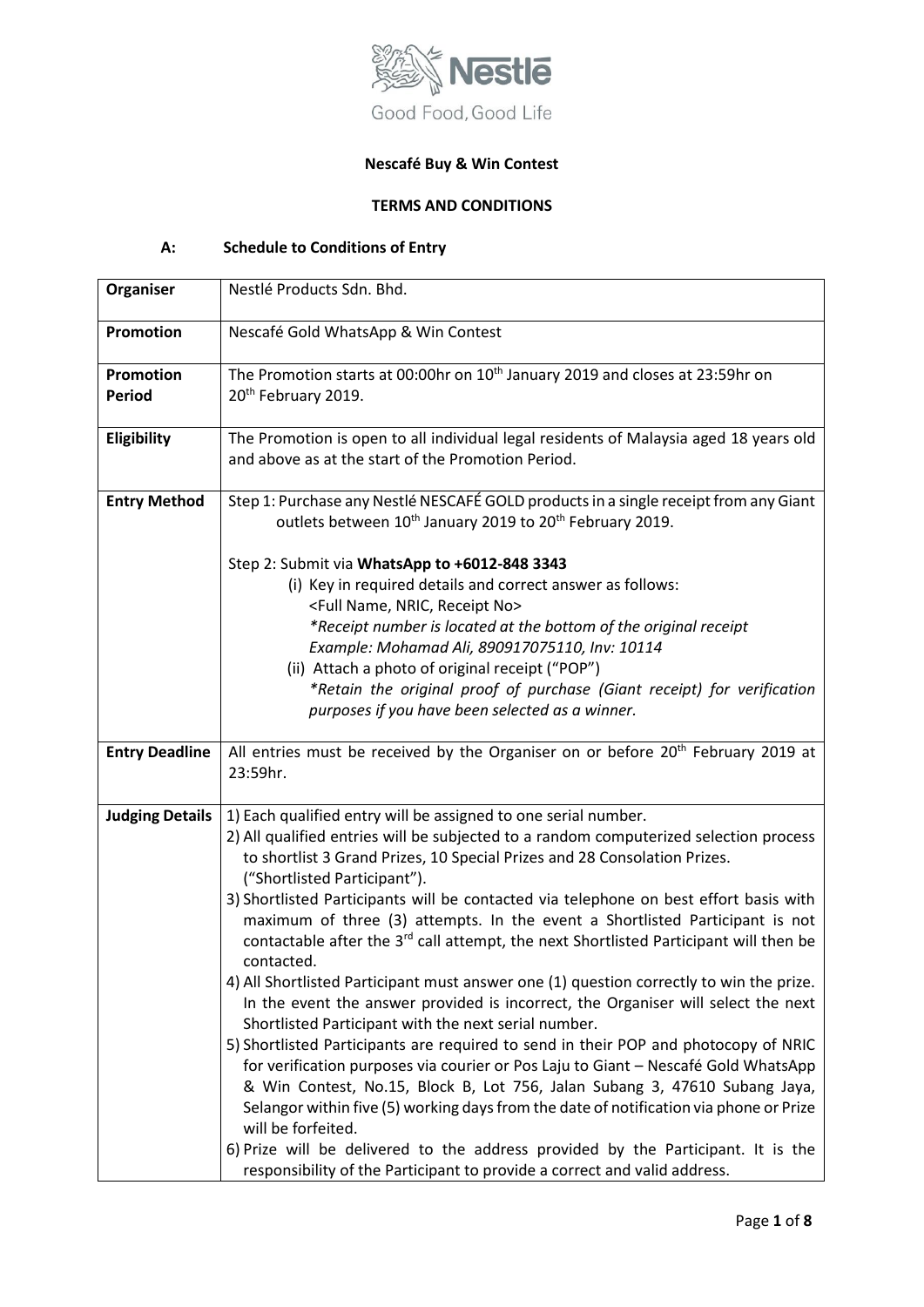Good Food, Good Life

**Nescafé Buy & Win Contest**

**TERMS AND CONDITIONS**

**A: Schedule to Conditions of Entry**

| | |
|---|---|
| **Organiser** | Nestlé Products Sdn. Bhd. |
| **Promotion** | Nescafé Gold WhatsApp & Win Contest |
| **Promotion Period** | The Promotion starts at 00:00hr on 10th January 2019 and closes at 23:59hr on 20th February 2019. |
| **Eligibility** | The Promotion is open to all individual legal residents of Malaysia aged 18 years old and above as at the start of the Promotion Period. |
| **Entry Method** | Step 1: Purchase any Nestlé NESCAFÉ GOLD products in a single receipt from any Giant outlets between 10th January 2019 to 20th February 2019.<br><br>Step 2: Submit via **WhatsApp to +6012-848 3343**<br>(i) Key in required details and correct answer as follows:<br>&lt;Full Name, NRIC, Receipt No&gt;<br>*\*Receipt number is located at the bottom of the original receipt*<br>*Example: Mohamad Ali, 890917075110, Inv: 10114*<br>(ii) Attach a photo of original receipt ("POP")<br>*\*Retain the original proof of purchase (Giant receipt) for verification purposes if you have been selected as a winner.* |
| **Entry Deadline** | All entries must be received by the Organiser on or before 20th February 2019 at 23:59hr. |
| **Judging Details** | 1) Each qualified entry will be assigned to one serial number.<br>2) All qualified entries will be subjected to a random computerized selection process to shortlist 3 Grand Prizes, 10 Special Prizes and 28 Consolation Prizes. ("Shortlisted Participant").<br>3) Shortlisted Participants will be contacted via telephone on best effort basis with maximum of three (3) attempts. In the event a Shortlisted Participant is not contactable after the 3rd call attempt, the next Shortlisted Participant will then be contacted.<br>4) All Shortlisted Participant must answer one (1) question correctly to win the prize. In the event the answer provided is incorrect, the Organiser will select the next Shortlisted Participant with the next serial number.<br>5) Shortlisted Participants are required to send in their POP and photocopy of NRIC for verification purposes via courier or Pos Laju to Giant – Nescafé Gold WhatsApp & Win Contest, No.15, Block B, Lot 756, Jalan Subang 3, 47610 Subang Jaya, Selangor within five (5) working days from the date of notification via phone or Prize will be forfeited.<br>6) Prize will be delivered to the address provided by the Participant. It is the responsibility of the Participant to provide a correct and valid address. |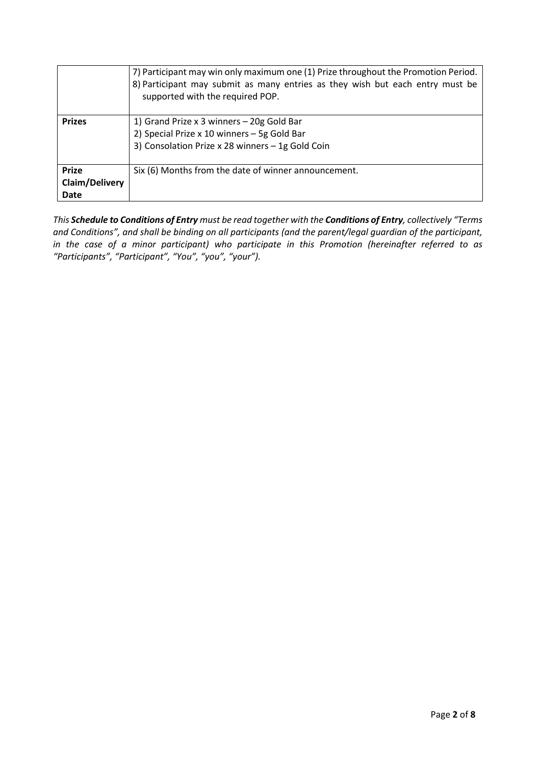| | |
|---|---|
| | 7) Participant may win only maximum one (1) Prize throughout the Promotion Period.<br>8) Participant may submit as many entries as they wish but each entry must be supported with the required POP. |
| **Prizes** | 1) Grand Prize x 3 winners – 20g Gold Bar<br>2) Special Prize x 10 winners – 5g Gold Bar<br>3) Consolation Prize x 28 winners – 1g Gold Coin |
| **Prize Claim/Delivery Date** | Six (6) Months from the date of winner announcement. |

*This **Schedule to Conditions of Entry** must be read together with the **Conditions of Entry**, collectively "Terms and Conditions", and shall be binding on all participants (and the parent/legal guardian of the participant, in the case of a minor participant) who participate in this Promotion (hereinafter referred to as "Participants", "Participant", "You", "you", "your").*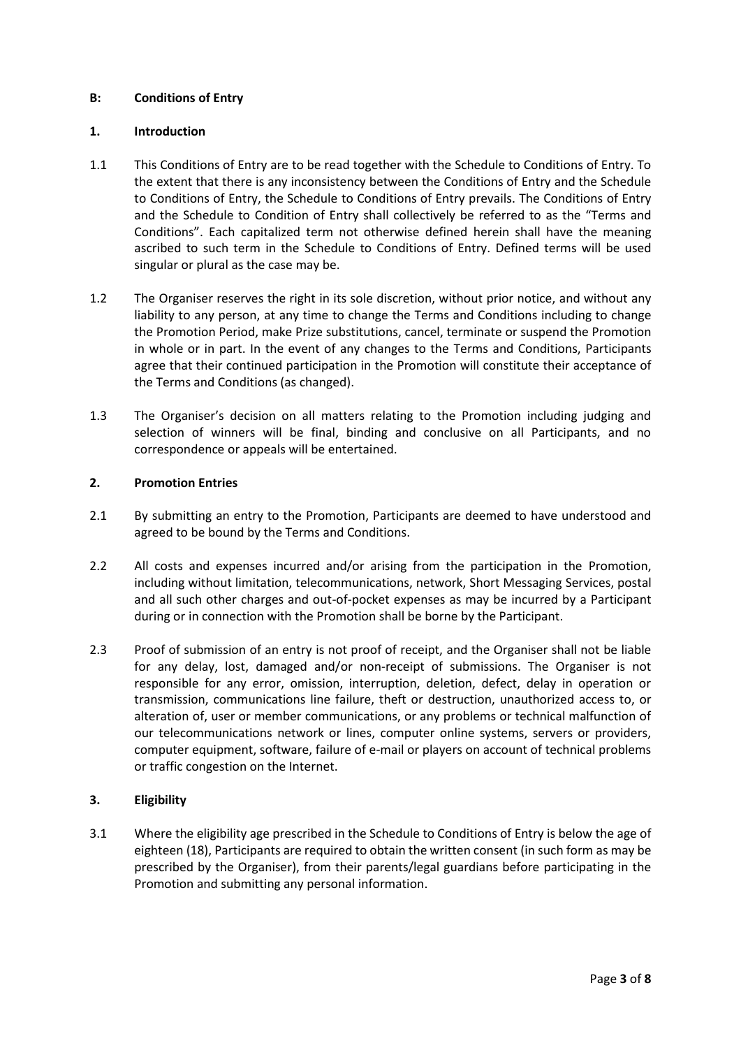## B: Conditions of Entry

### 1. Introduction

1.1 This Conditions of Entry are to be read together with the Schedule to Conditions of Entry. To the extent that there is any inconsistency between the Conditions of Entry and the Schedule to Conditions of Entry, the Schedule to Conditions of Entry prevails. The Conditions of Entry and the Schedule to Condition of Entry shall collectively be referred to as the "Terms and Conditions". Each capitalized term not otherwise defined herein shall have the meaning ascribed to such term in the Schedule to Conditions of Entry. Defined terms will be used singular or plural as the case may be.

1.2 The Organiser reserves the right in its sole discretion, without prior notice, and without any liability to any person, at any time to change the Terms and Conditions including to change the Promotion Period, make Prize substitutions, cancel, terminate or suspend the Promotion in whole or in part. In the event of any changes to the Terms and Conditions, Participants agree that their continued participation in the Promotion will constitute their acceptance of the Terms and Conditions (as changed).

1.3 The Organiser's decision on all matters relating to the Promotion including judging and selection of winners will be final, binding and conclusive on all Participants, and no correspondence or appeals will be entertained.

### 2. Promotion Entries

2.1 By submitting an entry to the Promotion, Participants are deemed to have understood and agreed to be bound by the Terms and Conditions.

2.2 All costs and expenses incurred and/or arising from the participation in the Promotion, including without limitation, telecommunications, network, Short Messaging Services, postal and all such other charges and out-of-pocket expenses as may be incurred by a Participant during or in connection with the Promotion shall be borne by the Participant.

2.3 Proof of submission of an entry is not proof of receipt, and the Organiser shall not be liable for any delay, lost, damaged and/or non-receipt of submissions. The Organiser is not responsible for any error, omission, interruption, deletion, defect, delay in operation or transmission, communications line failure, theft or destruction, unauthorized access to, or alteration of, user or member communications, or any problems or technical malfunction of our telecommunications network or lines, computer online systems, servers or providers, computer equipment, software, failure of e-mail or players on account of technical problems or traffic congestion on the Internet.

### 3. Eligibility

3.1 Where the eligibility age prescribed in the Schedule to Conditions of Entry is below the age of eighteen (18), Participants are required to obtain the written consent (in such form as may be prescribed by the Organiser), from their parents/legal guardians before participating in the Promotion and submitting any personal information.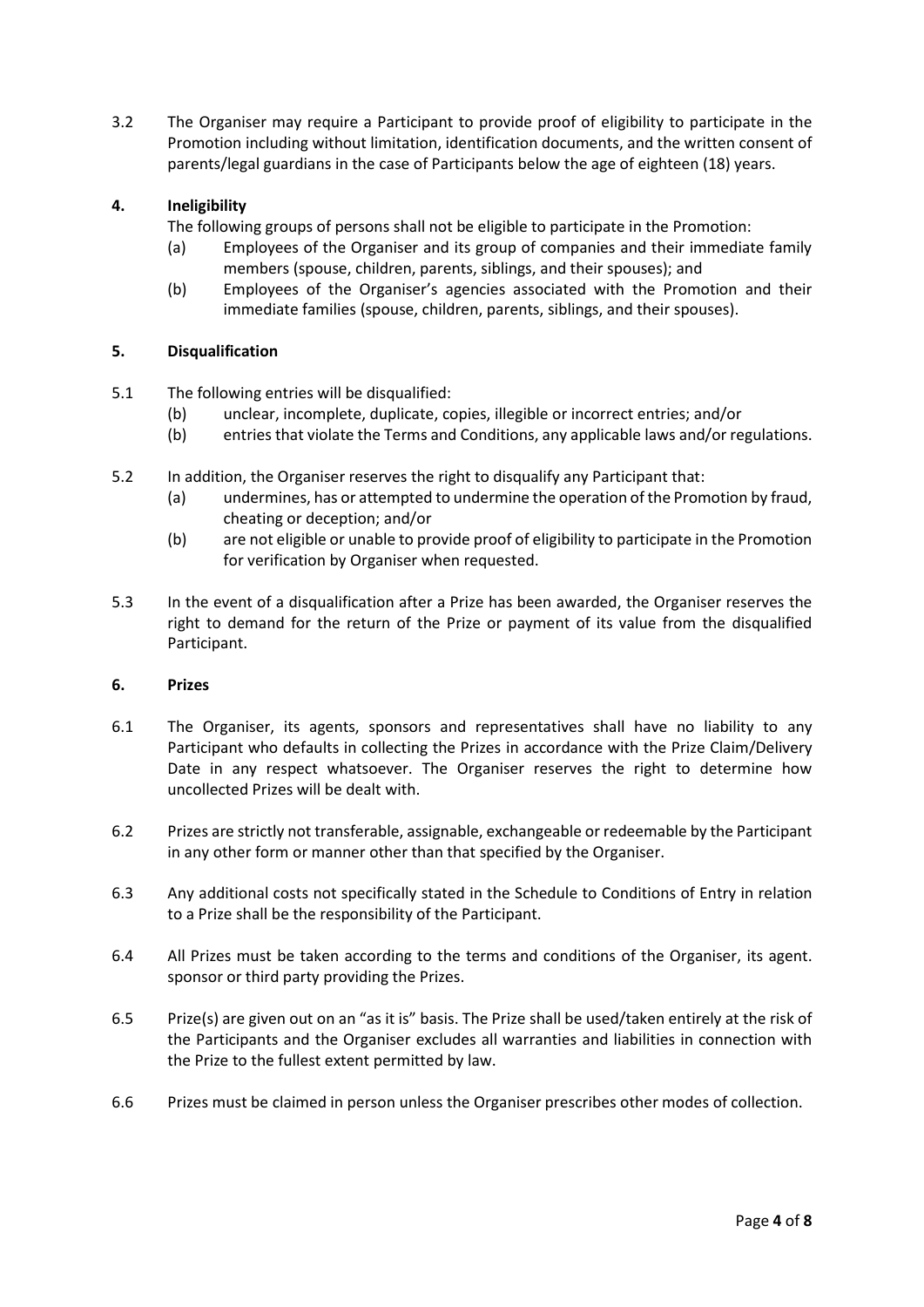3.2 The Organiser may require a Participant to provide proof of eligibility to participate in the Promotion including without limitation, identification documents, and the written consent of parents/legal guardians in the case of Participants below the age of eighteen (18) years.

## 4. Ineligibility

The following groups of persons shall not be eligible to participate in the Promotion:

(a) Employees of the Organiser and its group of companies and their immediate family members (spouse, children, parents, siblings, and their spouses); and

(b) Employees of the Organiser's agencies associated with the Promotion and their immediate families (spouse, children, parents, siblings, and their spouses).

## 5. Disqualification

5.1 The following entries will be disqualified:

(b) unclear, incomplete, duplicate, copies, illegible or incorrect entries; and/or

(b) entries that violate the Terms and Conditions, any applicable laws and/or regulations.

5.2 In addition, the Organiser reserves the right to disqualify any Participant that:

(a) undermines, has or attempted to undermine the operation of the Promotion by fraud, cheating or deception; and/or

(b) are not eligible or unable to provide proof of eligibility to participate in the Promotion for verification by Organiser when requested.

5.3 In the event of a disqualification after a Prize has been awarded, the Organiser reserves the right to demand for the return of the Prize or payment of its value from the disqualified Participant.

## 6. Prizes

6.1 The Organiser, its agents, sponsors and representatives shall have no liability to any Participant who defaults in collecting the Prizes in accordance with the Prize Claim/Delivery Date in any respect whatsoever. The Organiser reserves the right to determine how uncollected Prizes will be dealt with.

6.2 Prizes are strictly not transferable, assignable, exchangeable or redeemable by the Participant in any other form or manner other than that specified by the Organiser.

6.3 Any additional costs not specifically stated in the Schedule to Conditions of Entry in relation to a Prize shall be the responsibility of the Participant.

6.4 All Prizes must be taken according to the terms and conditions of the Organiser, its agent. sponsor or third party providing the Prizes.

6.5 Prize(s) are given out on an "as it is" basis. The Prize shall be used/taken entirely at the risk of the Participants and the Organiser excludes all warranties and liabilities in connection with the Prize to the fullest extent permitted by law.

6.6 Prizes must be claimed in person unless the Organiser prescribes other modes of collection.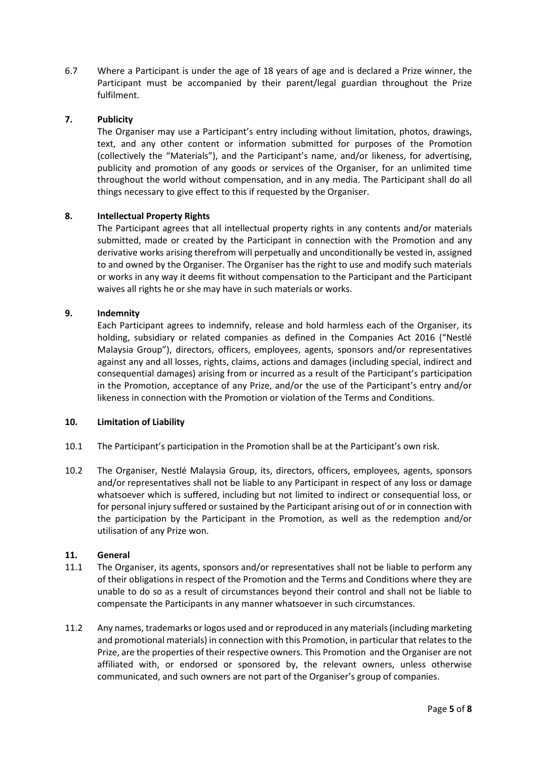6.7 Where a Participant is under the age of 18 years of age and is declared a Prize winner, the Participant must be accompanied by their parent/legal guardian throughout the Prize fulfilment.

## 7. Publicity

The Organiser may use a Participant's entry including without limitation, photos, drawings, text, and any other content or information submitted for purposes of the Promotion (collectively the "Materials"), and the Participant's name, and/or likeness, for advertising, publicity and promotion of any goods or services of the Organiser, for an unlimited time throughout the world without compensation, and in any media. The Participant shall do all things necessary to give effect to this if requested by the Organiser.

## 8. Intellectual Property Rights

The Participant agrees that all intellectual property rights in any contents and/or materials submitted, made or created by the Participant in connection with the Promotion and any derivative works arising therefrom will perpetually and unconditionally be vested in, assigned to and owned by the Organiser. The Organiser has the right to use and modify such materials or works in any way it deems fit without compensation to the Participant and the Participant waives all rights he or she may have in such materials or works.

## 9. Indemnity

Each Participant agrees to indemnify, release and hold harmless each of the Organiser, its holding, subsidiary or related companies as defined in the Companies Act 2016 ("Nestlé Malaysia Group"), directors, officers, employees, agents, sponsors and/or representatives against any and all losses, rights, claims, actions and damages (including special, indirect and consequential damages) arising from or incurred as a result of the Participant's participation in the Promotion, acceptance of any Prize, and/or the use of the Participant's entry and/or likeness in connection with the Promotion or violation of the Terms and Conditions.

## 10. Limitation of Liability

10.1 The Participant's participation in the Promotion shall be at the Participant's own risk.

10.2 The Organiser, Nestlé Malaysia Group, its, directors, officers, employees, agents, sponsors and/or representatives shall not be liable to any Participant in respect of any loss or damage whatsoever which is suffered, including but not limited to indirect or consequential loss, or for personal injury suffered or sustained by the Participant arising out of or in connection with the participation by the Participant in the Promotion, as well as the redemption and/or utilisation of any Prize won.

## 11. General

11.1 The Organiser, its agents, sponsors and/or representatives shall not be liable to perform any of their obligations in respect of the Promotion and the Terms and Conditions where they are unable to do so as a result of circumstances beyond their control and shall not be liable to compensate the Participants in any manner whatsoever in such circumstances.

11.2 Any names, trademarks or logos used and or reproduced in any materials (including marketing and promotional materials) in connection with this Promotion, in particular that relates to the Prize, are the properties of their respective owners. This Promotion and the Organiser are not affiliated with, or endorsed or sponsored by, the relevant owners, unless otherwise communicated, and such owners are not part of the Organiser's group of companies.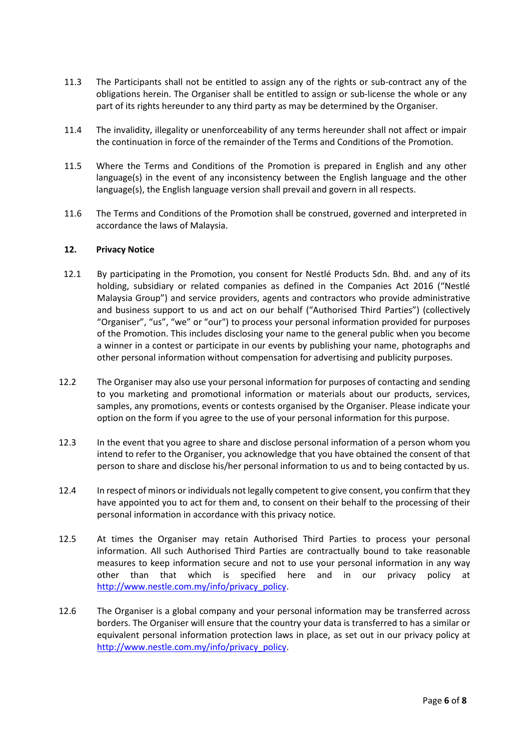11.3 The Participants shall not be entitled to assign any of the rights or sub-contract any of the obligations herein. The Organiser shall be entitled to assign or sub-license the whole or any part of its rights hereunder to any third party as may be determined by the Organiser.

11.4 The invalidity, illegality or unenforceability of any terms hereunder shall not affect or impair the continuation in force of the remainder of the Terms and Conditions of the Promotion.

11.5 Where the Terms and Conditions of the Promotion is prepared in English and any other language(s) in the event of any inconsistency between the English language and the other language(s), the English language version shall prevail and govern in all respects.

11.6 The Terms and Conditions of the Promotion shall be construed, governed and interpreted in accordance the laws of Malaysia.

**12. Privacy Notice**

12.1 By participating in the Promotion, you consent for Nestlé Products Sdn. Bhd. and any of its holding, subsidiary or related companies as defined in the Companies Act 2016 ("Nestlé Malaysia Group") and service providers, agents and contractors who provide administrative and business support to us and act on our behalf ("Authorised Third Parties") (collectively "Organiser", "us", "we" or "our") to process your personal information provided for purposes of the Promotion. This includes disclosing your name to the general public when you become a winner in a contest or participate in our events by publishing your name, photographs and other personal information without compensation for advertising and publicity purposes.

12.2 The Organiser may also use your personal information for purposes of contacting and sending to you marketing and promotional information or materials about our products, services, samples, any promotions, events or contests organised by the Organiser. Please indicate your option on the form if you agree to the use of your personal information for this purpose.

12.3 In the event that you agree to share and disclose personal information of a person whom you intend to refer to the Organiser, you acknowledge that you have obtained the consent of that person to share and disclose his/her personal information to us and to being contacted by us.

12.4 In respect of minors or individuals not legally competent to give consent, you confirm that they have appointed you to act for them and, to consent on their behalf to the processing of their personal information in accordance with this privacy notice.

12.5 At times the Organiser may retain Authorised Third Parties to process your personal information. All such Authorised Third Parties are contractually bound to take reasonable measures to keep information secure and not to use your personal information in any way other than that which is specified here and in our privacy policy at [http://www.nestle.com.my/info/privacy_policy](http://www.nestle.com.my/info/privacy_policy).

12.6 The Organiser is a global company and your personal information may be transferred across borders. The Organiser will ensure that the country your data is transferred to has a similar or equivalent personal information protection laws in place, as set out in our privacy policy at [http://www.nestle.com.my/info/privacy_policy](http://www.nestle.com.my/info/privacy_policy).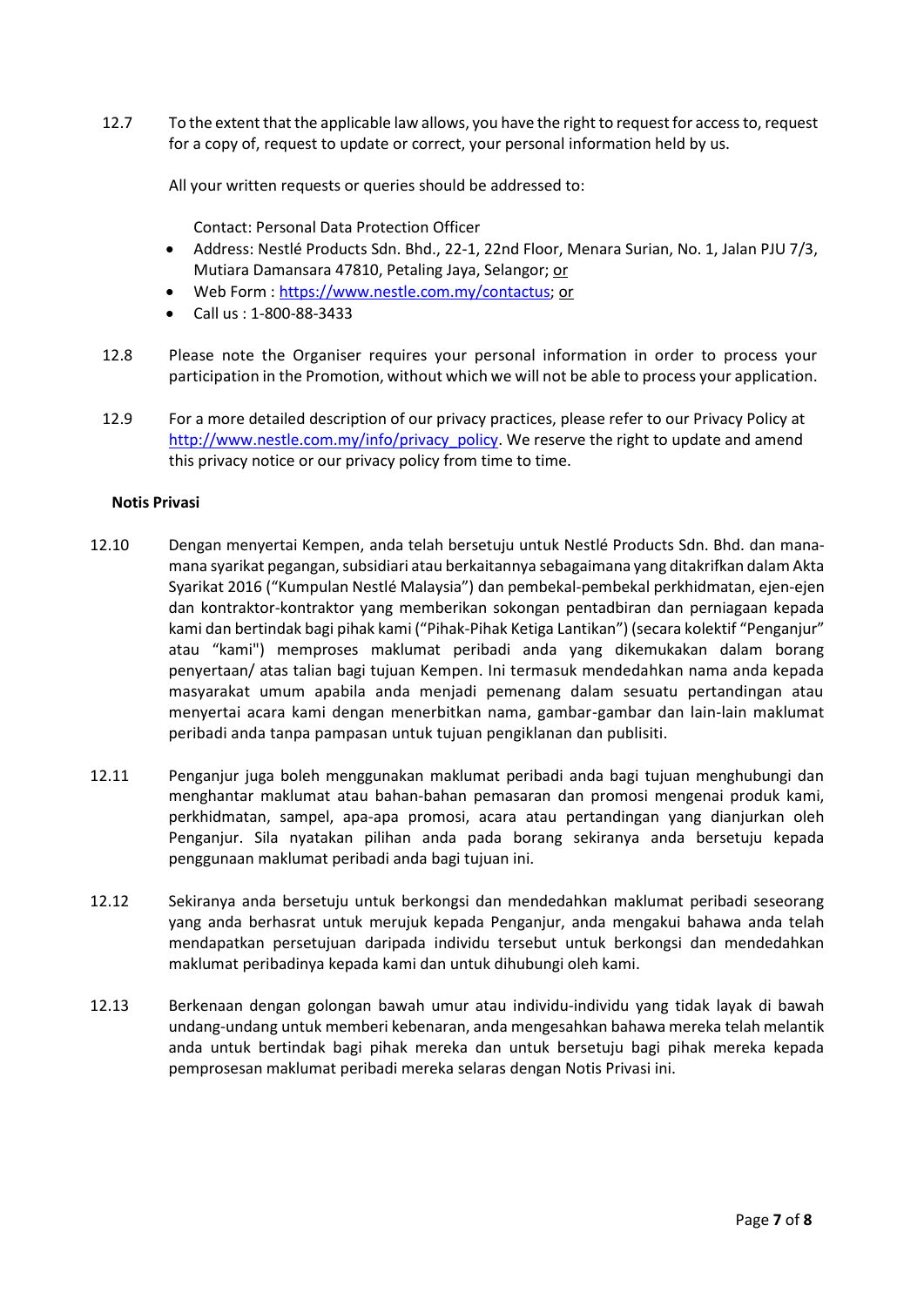12.7 To the extent that the applicable law allows, you have the right to request for access to, request for a copy of, request to update or correct, your personal information held by us.

All your written requests or queries should be addressed to:

Contact: Personal Data Protection Officer

- Address: Nestlé Products Sdn. Bhd., 22-1, 22nd Floor, Menara Surian, No. 1, Jalan PJU 7/3, Mutiara Damansara 47810, Petaling Jaya, Selangor; or
- Web Form : https://www.nestle.com.my/contactus; or
- Call us : 1-800-88-3433

12.8 Please note the Organiser requires your personal information in order to process your participation in the Promotion, without which we will not be able to process your application.

12.9 For a more detailed description of our privacy practices, please refer to our Privacy Policy at http://www.nestle.com.my/info/privacy_policy. We reserve the right to update and amend this privacy notice or our privacy policy from time to time.

**Notis Privasi**

12.10 Dengan menyertai Kempen, anda telah bersetuju untuk Nestlé Products Sdn. Bhd. dan mana-mana syarikat pegangan, subsidiari atau berkaitannya sebagaimana yang ditakrifkan dalam Akta Syarikat 2016 ("Kumpulan Nestlé Malaysia") dan pembekal-pembekal perkhidmatan, ejen-ejen dan kontraktor-kontraktor yang memberikan sokongan pentadbiran dan perniagaan kepada kami dan bertindak bagi pihak kami ("Pihak-Pihak Ketiga Lantikan") (secara kolektif "Penganjur" atau "kami") memproses maklumat peribadi anda yang dikemukakan dalam borang penyertaan/ atas talian bagi tujuan Kempen. Ini termasuk mendedahkan nama anda kepada masyarakat umum apabila anda menjadi pemenang dalam sesuatu pertandingan atau menyertai acara kami dengan menerbitkan nama, gambar-gambar dan lain-lain maklumat peribadi anda tanpa pampasan untuk tujuan pengiklanan dan publisiti.

12.11 Penganjur juga boleh menggunakan maklumat peribadi anda bagi tujuan menghubungi dan menghantar maklumat atau bahan-bahan pemasaran dan promosi mengenai produk kami, perkhidmatan, sampel, apa-apa promosi, acara atau pertandingan yang dianjurkan oleh Penganjur. Sila nyatakan pilihan anda pada borang sekiranya anda bersetuju kepada penggunaan maklumat peribadi anda bagi tujuan ini.

12.12 Sekiranya anda bersetuju untuk berkongsi dan mendedahkan maklumat peribadi seseorang yang anda berhasrat untuk merujuk kepada Penganjur, anda mengakui bahawa anda telah mendapatkan persetujuan daripada individu tersebut untuk berkongsi dan mendedahkan maklumat peribadinya kepada kami dan untuk dihubungi oleh kami.

12.13 Berkenaan dengan golongan bawah umur atau individu-individu yang tidak layak di bawah undang-undang untuk memberi kebenaran, anda mengesahkan bahawa mereka telah melantik anda untuk bertindak bagi pihak mereka dan untuk bersetuju bagi pihak mereka kepada pemprosesan maklumat peribadi mereka selaras dengan Notis Privasi ini.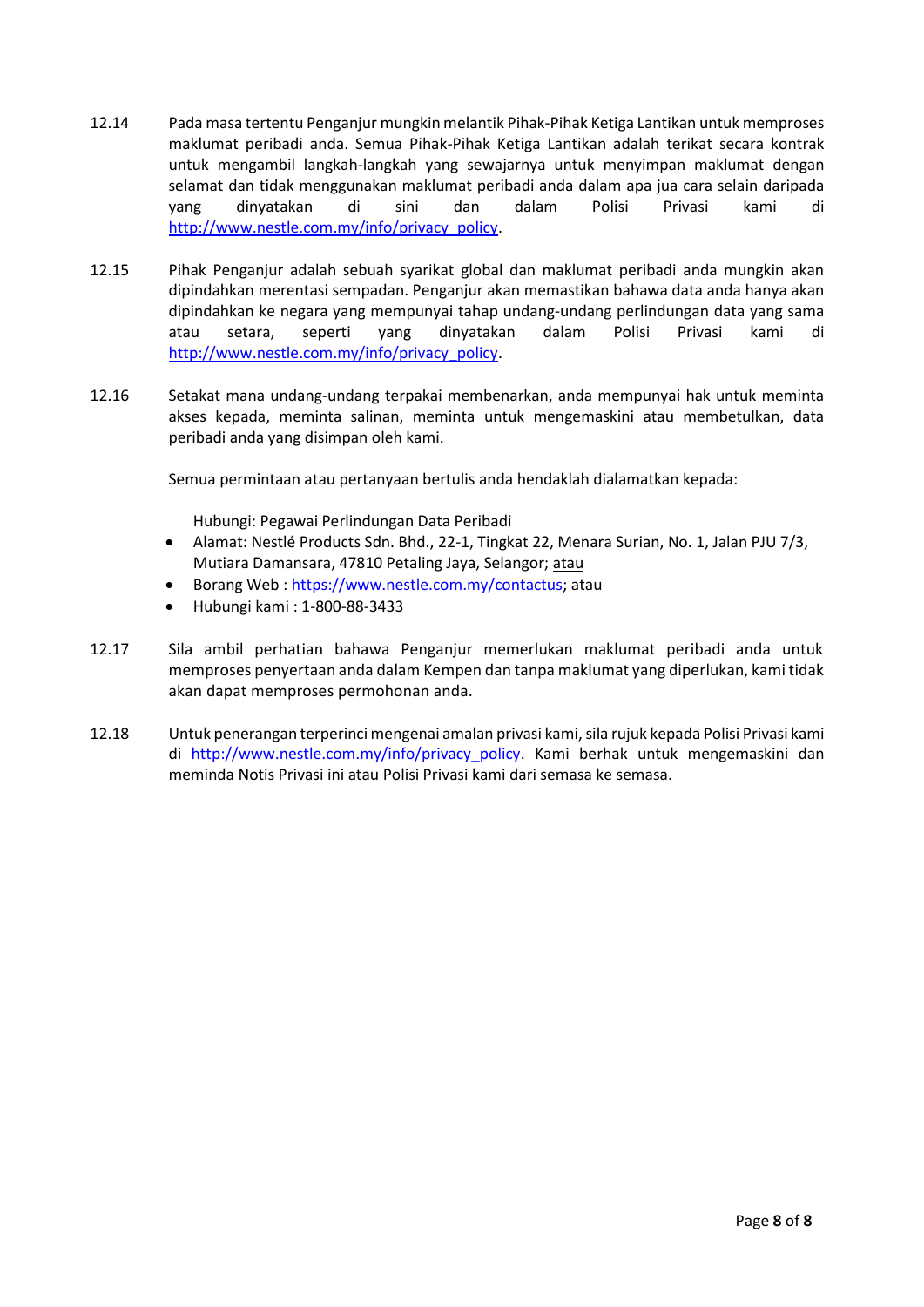12.14 Pada masa tertentu Penganjur mungkin melantik Pihak-Pihak Ketiga Lantikan untuk memproses maklumat peribadi anda. Semua Pihak-Pihak Ketiga Lantikan adalah terikat secara kontrak untuk mengambil langkah-langkah yang sewajarnya untuk menyimpan maklumat dengan selamat dan tidak menggunakan maklumat peribadi anda dalam apa jua cara selain daripada yang dinyatakan di sini dan dalam Polisi Privasi kami di http://www.nestle.com.my/info/privacy_policy.

12.15 Pihak Penganjur adalah sebuah syarikat global dan maklumat peribadi anda mungkin akan dipindahkan merentasi sempadan. Penganjur akan memastikan bahawa data anda hanya akan dipindahkan ke negara yang mempunyai tahap undang-undang perlindungan data yang sama atau setara, seperti yang dinyatakan dalam Polisi Privasi kami di http://www.nestle.com.my/info/privacy_policy.

12.16 Setakat mana undang-undang terpakai membenarkan, anda mempunyai hak untuk meminta akses kepada, meminta salinan, meminta untuk mengemaskini atau membetulkan, data peribadi anda yang disimpan oleh kami.

Semua permintaan atau pertanyaan bertulis anda hendaklah dialamatkan kepada:

Hubungi: Pegawai Perlindungan Data Peribadi

- Alamat: Nestlé Products Sdn. Bhd., 22-1, Tingkat 22, Menara Surian, No. 1, Jalan PJU 7/3, Mutiara Damansara, 47810 Petaling Jaya, Selangor; atau
- Borang Web : https://www.nestle.com.my/contactus; atau
- Hubungi kami : 1-800-88-3433

12.17 Sila ambil perhatian bahawa Penganjur memerlukan maklumat peribadi anda untuk memproses penyertaan anda dalam Kempen dan tanpa maklumat yang diperlukan, kami tidak akan dapat memproses permohonan anda.

12.18 Untuk penerangan terperinci mengenai amalan privasi kami, sila rujuk kepada Polisi Privasi kami di http://www.nestle.com.my/info/privacy_policy. Kami berhak untuk mengemaskini dan meminda Notis Privasi ini atau Polisi Privasi kami dari semasa ke semasa.